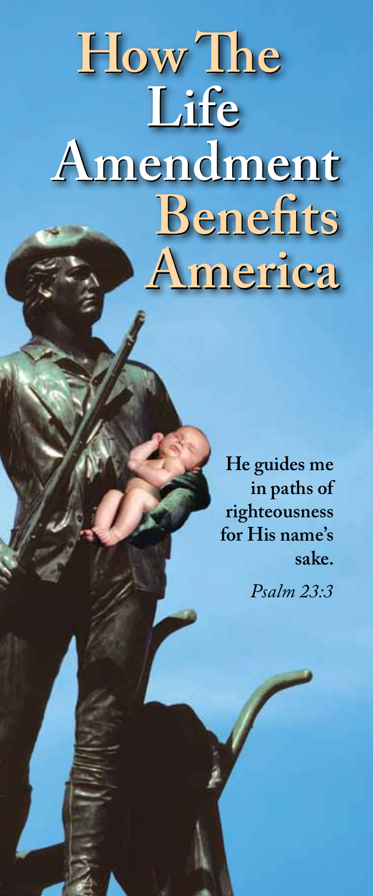# How The Life Amendment Benefits America

**He guides me in paths of righteousness for His name's sake.**

*Psalm 23:3*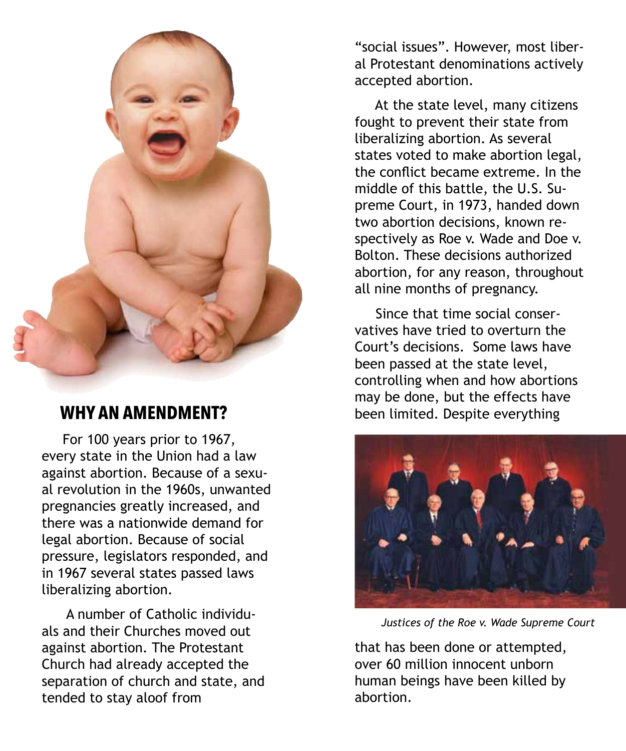## WHY AN AMENDMENT?

For 100 years prior to 1967, every state in the Union had a law against abortion. Because of a sexual revolution in the 1960s, unwanted pregnancies greatly increased, and there was a nationwide demand for legal abortion. Because of social pressure, legislators responded, and in 1967 several states passed laws liberalizing abortion.

A number of Catholic individuals and their Churches moved out against abortion. The Protestant Church had already accepted the separation of church and state, and tended to stay aloof from "social issues". However, most liberal Protestant denominations actively accepted abortion.

At the state level, many citizens fought to prevent their state from liberalizing abortion. As several states voted to make abortion legal, the conflict became extreme. In the middle of this battle, the U.S. Supreme Court, in 1973, handed down two abortion decisions, known respectively as Roe v. Wade and Doe v. Bolton. These decisions authorized abortion, for any reason, throughout all nine months of pregnancy.

Since that time social conservatives have tried to overturn the Court's decisions. Some laws have been passed at the state level, controlling when and how abortions may be done, but the effects have been limited. Despite everything that has been done or attempted, over 60 million innocent unborn human beings have been killed by abortion.

*Justices of the Roe v. Wade Supreme Court*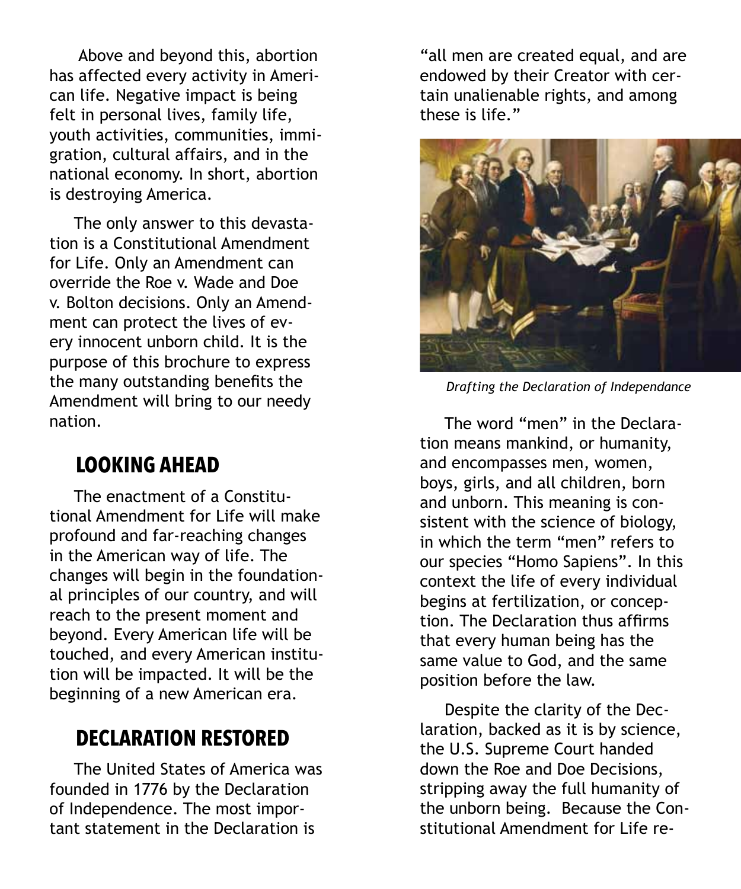Above and beyond this, abortion has affected every activity in American life. Negative impact is being felt in personal lives, family life, youth activities, communities, immigration, cultural affairs, and in the national economy. In short, abortion is destroying America.

The only answer to this devastation is a Constitutional Amendment for Life. Only an Amendment can override the Roe v. Wade and Doe v. Bolton decisions. Only an Amendment can protect the lives of every innocent unborn child. It is the purpose of this brochure to express the many outstanding benefits the Amendment will bring to our needy nation.

## LOOKING AHEAD

The enactment of a Constitutional Amendment for Life will make profound and far-reaching changes in the American way of life. The changes will begin in the foundational principles of our country, and will reach to the present moment and beyond. Every American life will be touched, and every American institution will be impacted. It will be the beginning of a new American era.

## DECLARATION RESTORED

The United States of America was founded in 1776 by the Declaration of Independence. The most important statement in the Declaration is "all men are created equal, and are endowed by their Creator with certain unalienable rights, and among these is life."

*Drafting the Declaration of Independance*

The word "men" in the Declaration means mankind, or humanity, and encompasses men, women, boys, girls, and all children, born and unborn. This meaning is consistent with the science of biology, in which the term "men" refers to our species "Homo Sapiens". In this context the life of every individual begins at fertilization, or conception. The Declaration thus affirms that every human being has the same value to God, and the same position before the law.

Despite the clarity of the Declaration, backed as it is by science, the U.S. Supreme Court handed down the Roe and Doe Decisions, stripping away the full humanity of the unborn being. Because the Constitutional Amendment for Life re-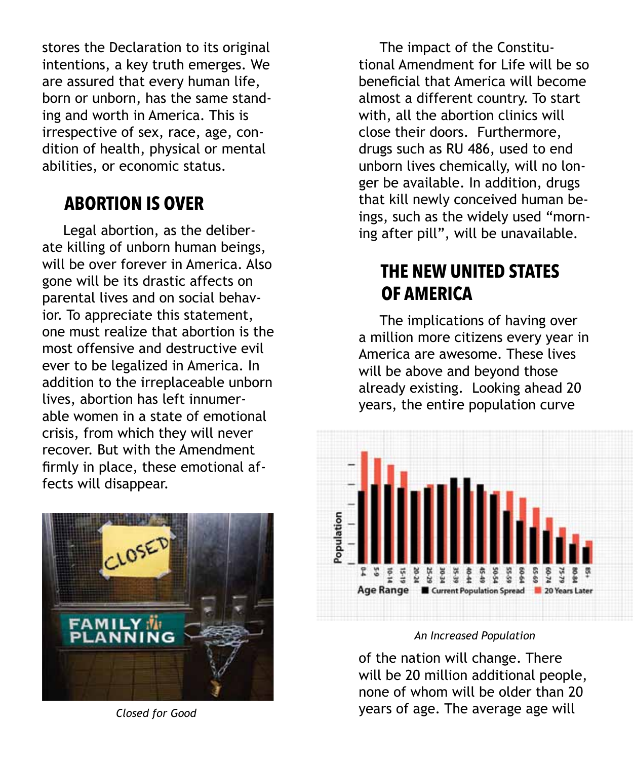stores the Declaration to its original intentions, a key truth emerges. We are assured that every human life, born or unborn, has the same standing and worth in America. This is irrespective of sex, race, age, condition of health, physical or mental abilities, or economic status.

## ABORTION IS OVER

Legal abortion, as the deliberate killing of unborn human beings, will be over forever in America. Also gone will be its drastic affects on parental lives and on social behavior. To appreciate this statement, one must realize that abortion is the most offensive and destructive evil ever to be legalized in America. In addition to the irreplaceable unborn lives, abortion has left innumerable women in a state of emotional crisis, from which they will never recover. But with the Amendment firmly in place, these emotional affects will disappear.

*Closed for Good*

The impact of the Constitutional Amendment for Life will be so beneficial that America will become almost a different country. To start with, all the abortion clinics will close their doors. Furthermore, drugs such as RU 486, used to end unborn lives chemically, will no longer be available. In addition, drugs that kill newly conceived human beings, such as the widely used "morning after pill", will be unavailable.

## THE NEW UNITED STATES OF AMERICA

The implications of having over a million more citizens every year in America are awesome. These lives will be above and beyond those already existing. Looking ahead 20 years, the entire population curve of the nation will change. There will be 20 million additional people, none of whom will be older than 20 years of age. The average age will

*An Increased Population*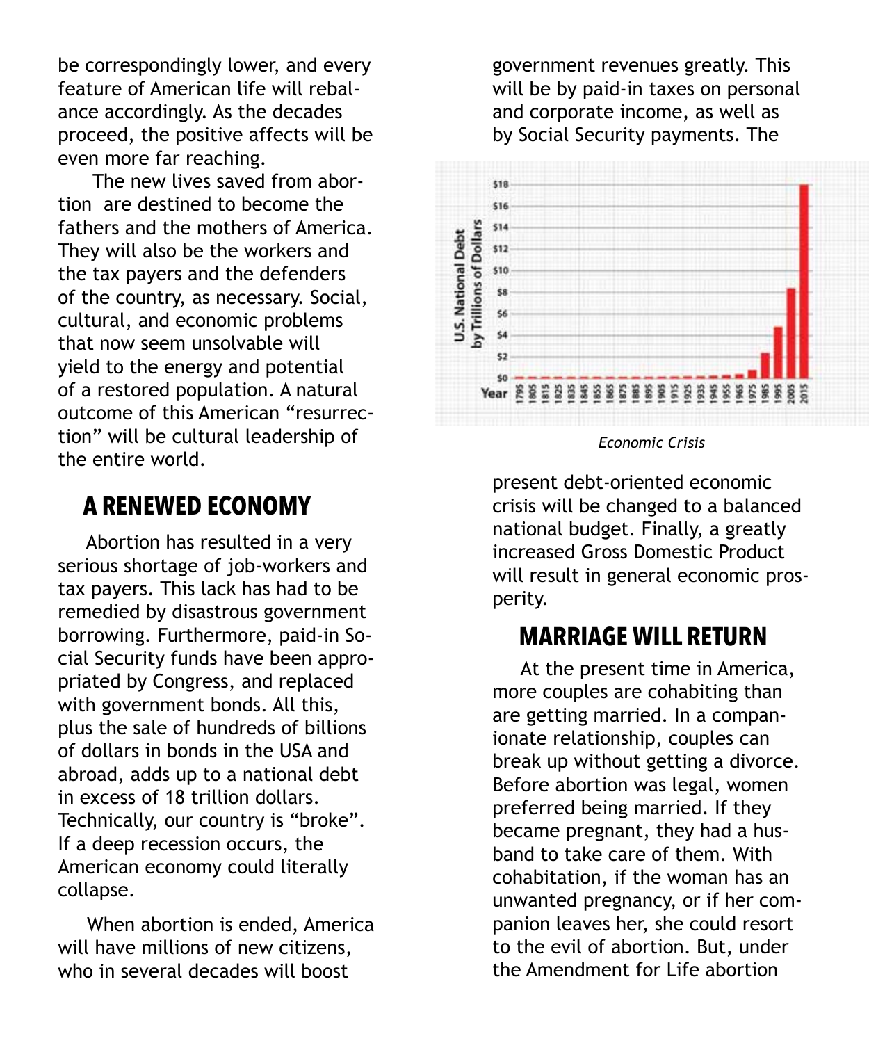be correspondingly lower, and every feature of American life will rebalance accordingly. As the decades proceed, the positive affects will be even more far reaching.

The new lives saved from abortion are destined to become the fathers and the mothers of America. They will also be the workers and the tax payers and the defenders of the country, as necessary. Social, cultural, and economic problems that now seem unsolvable will yield to the energy and potential of a restored population. A natural outcome of this American "resurrection" will be cultural leadership of the entire world.

## A RENEWED ECONOMY

Abortion has resulted in a very serious shortage of job-workers and tax payers. This lack has had to be remedied by disastrous government borrowing. Furthermore, paid-in Social Security funds have been appropriated by Congress, and replaced with government bonds. All this, plus the sale of hundreds of billions of dollars in bonds in the USA and abroad, adds up to a national debt in excess of 18 trillion dollars. Technically, our country is "broke". If a deep recession occurs, the American economy could literally collapse.

When abortion is ended, America will have millions of new citizens, who in several decades will boost government revenues greatly. This will be by paid-in taxes on personal and corporate income, as well as by Social Security payments. The present debt-oriented economic crisis will be changed to a balanced national budget. Finally, a greatly increased Gross Domestic Product will result in general economic prosperity.

*Economic Crisis*

## MARRIAGE WILL RETURN

At the present time in America, more couples are cohabiting than are getting married. In a companionate relationship, couples can break up without getting a divorce. Before abortion was legal, women preferred being married. If they became pregnant, they had a husband to take care of them. With cohabitation, if the woman has an unwanted pregnancy, or if her companion leaves her, she could resort to the evil of abortion. But, under the Amendment for Life abortion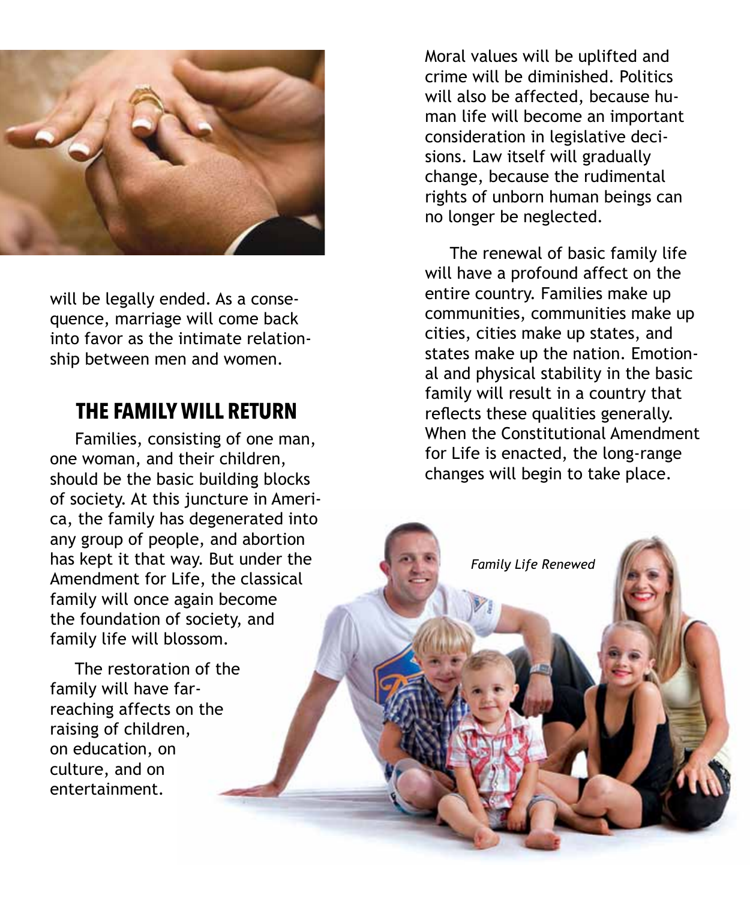will be legally ended. As a consequence, marriage will come back into favor as the intimate relationship between men and women.

## THE FAMILY WILL RETURN

Families, consisting of one man, one woman, and their children, should be the basic building blocks of society. At this juncture in America, the family has degenerated into any group of people, and abortion has kept it that way. But under the Amendment for Life, the classical family will once again become the foundation of society, and family life will blossom.

The restoration of the family will have far-reaching affects on the raising of children, on education, on culture, and on entertainment.

Moral values will be uplifted and crime will be diminished. Politics will also be affected, because human life will become an important consideration in legislative decisions. Law itself will gradually change, because the rudimental rights of unborn human beings can no longer be neglected.

The renewal of basic family life will have a profound affect on the entire country. Families make up communities, communities make up cities, cities make up states, and states make up the nation. Emotional and physical stability in the basic family will result in a country that reflects these qualities generally. When the Constitutional Amendment for Life is enacted, the long-range changes will begin to take place.

*Family Life Renewed*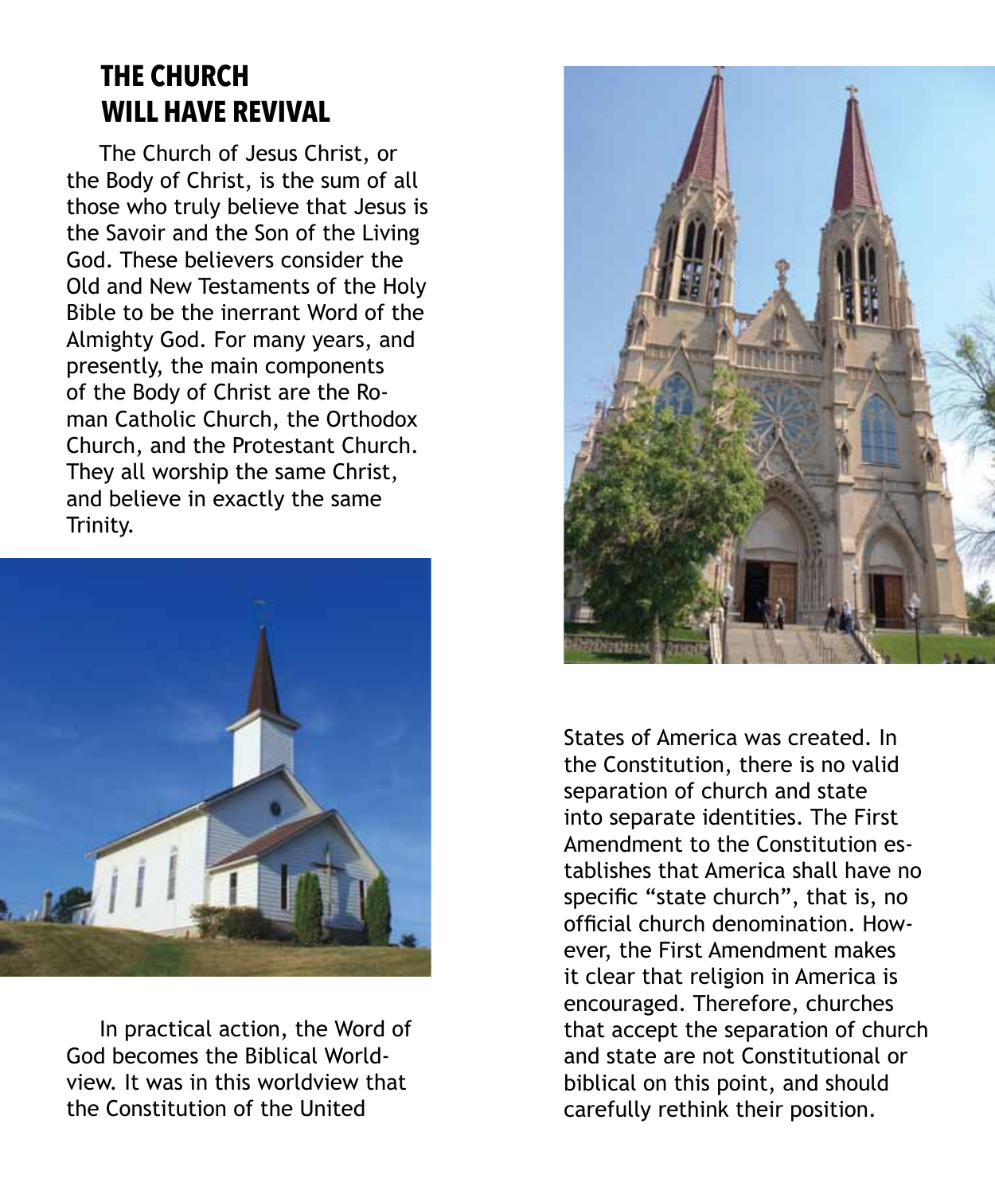## THE CHURCH WILL HAVE REVIVAL

The Church of Jesus Christ, or the Body of Christ, is the sum of all those who truly believe that Jesus is the Savior and the Son of the Living God. These believers consider the Old and New Testaments of the Holy Bible to be the inerrant Word of the Almighty God. For many years, and presently, the main components of the Body of Christ are the Roman Catholic Church, the Orthodox Church, and the Protestant Church. They all worship the same Christ, and believe in exactly the same Trinity.

In practical action, the Word of God becomes the Biblical Worldview. It was in this worldview that the Constitution of the United States of America was created. In the Constitution, there is no valid separation of church and state into separate identities. The First Amendment to the Constitution establishes that America shall have no specific “state church”, that is, no official church denomination. However, the First Amendment makes it clear that religion in America is encouraged. Therefore, churches that accept the separation of church and state are not Constitutional or biblical on this point, and should carefully rethink their position.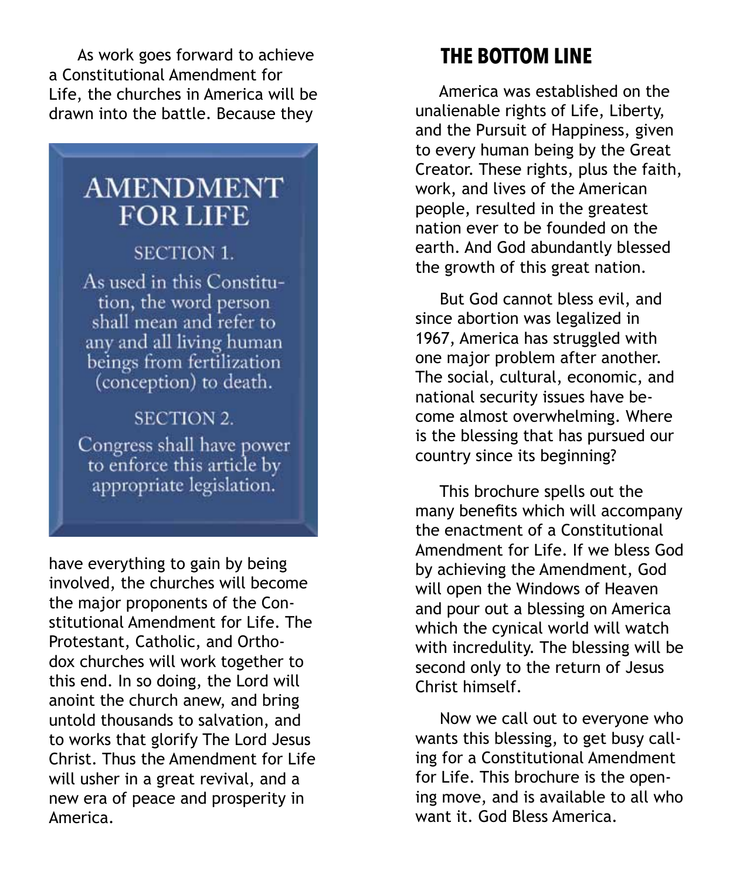As work goes forward to achieve a Constitutional Amendment for Life, the churches in America will be drawn into the battle. Because they have everything to gain by being involved, the churches will become the major proponents of the Constitutional Amendment for Life. The Protestant, Catholic, and Orthodox churches will work together to this end. In so doing, the Lord will anoint the church anew, and bring untold thousands to salvation, and to works that glorify The Lord Jesus Christ. Thus the Amendment for Life will usher in a great revival, and a new era of peace and prosperity in America.

## AMENDMENT FOR LIFE

### SECTION 1.

As used in this Constitution, the word person shall mean and refer to any and all living human beings from fertilization (conception) to death.

### SECTION 2.

Congress shall have power to enforce this article by appropriate legislation.

## THE BOTTOM LINE

America was established on the unalienable rights of Life, Liberty, and the Pursuit of Happiness, given to every human being by the Great Creator. These rights, plus the faith, work, and lives of the American people, resulted in the greatest nation ever to be founded on the earth. And God abundantly blessed the growth of this great nation.

But God cannot bless evil, and since abortion was legalized in 1967, America has struggled with one major problem after another. The social, cultural, economic, and national security issues have become almost overwhelming. Where is the blessing that has pursued our country since its beginning?

This brochure spells out the many benefits which will accompany the enactment of a Constitutional Amendment for Life. If we bless God by achieving the Amendment, God will open the Windows of Heaven and pour out a blessing on America which the cynical world will watch with incredulity. The blessing will be second only to the return of Jesus Christ himself.

Now we call out to everyone who wants this blessing, to get busy calling for a Constitutional Amendment for Life. This brochure is the opening move, and is available to all who want it. God Bless America.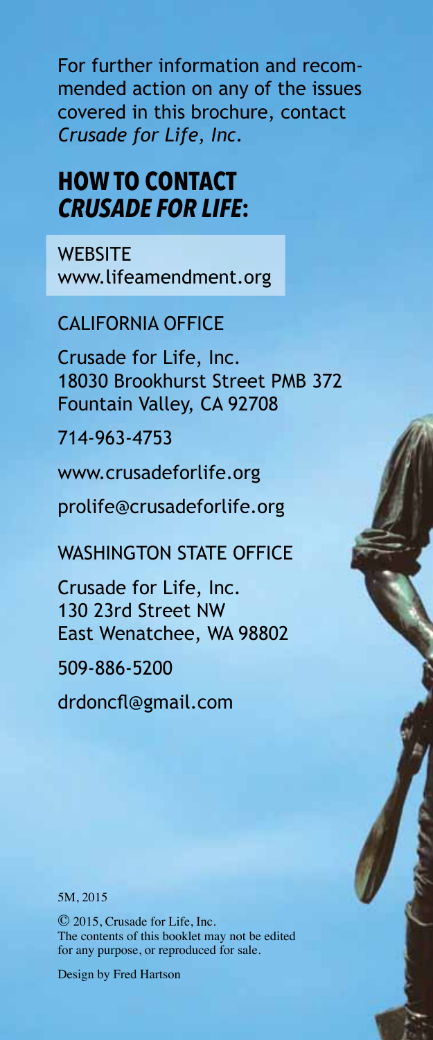For further information and recommended action on any of the issues covered in this brochure, contact *Crusade for Life, Inc.*

## HOW TO CONTACT *CRUSADE FOR LIFE*:

WEBSITE
www.lifeamendment.org

CALIFORNIA OFFICE

Crusade for Life, Inc.
18030 Brookhurst Street PMB 372
Fountain Valley, CA 92708

714-963-4753

www.crusadeforlife.org

prolife@crusadeforlife.org

WASHINGTON STATE OFFICE

Crusade for Life, Inc.
130 23rd Street NW
East Wenatchee, WA 98802

509-886-5200

drdoncfl@gmail.com

5M, 2015

© 2015, Crusade for Life, Inc.
The contents of this booklet may not be edited for any purpose, or reproduced for sale.

Design by Fred Hartson